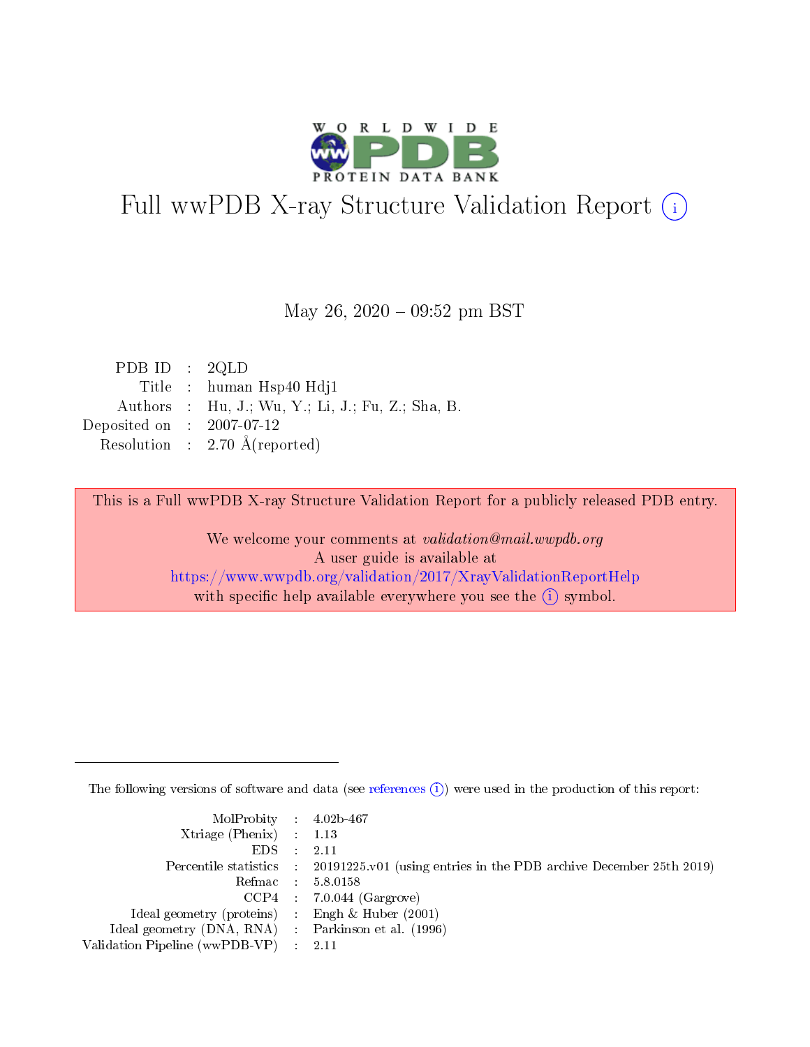# Full wwPDB X-ray Structure Validation Report (i)

May 26, 2020 – 09:52 pm BST

| | | |
|---|---|---|
| PDB ID | : | 2QLD |
| Title | : | human Hsp40 Hdj1 |
| Authors | : | Hu, J.; Wu, Y.; Li, J.; Fu, Z.; Sha, B. |
| Deposited on | : | 2007-07-12 |
| Resolution | : | 2.70 Å(reported) |

This is a Full wwPDB X-ray Structure Validation Report for a publicly released PDB entry.

We welcome your comments at *validation@mail.wwpdb.org*
A user guide is available at
https://www.wwpdb.org/validation/2017/XrayValidationReportHelp
with specific help available everywhere you see the (i) symbol.

---

The following versions of software and data (see references (i)) were used in the production of this report:

| | | |
|---|---|---|
| MolProbity | : | 4.02b-467 |
| Xtriage (Phenix) | : | 1.13 |
| EDS | : | 2.11 |
| Percentile statistics | : | 20191225.v01 (using entries in the PDB archive December 25th 2019) |
| Refmac | : | 5.8.0158 |
| CCP4 | : | 7.0.044 (Gargrove) |
| Ideal geometry (proteins) | : | Engh & Huber (2001) |
| Ideal geometry (DNA, RNA) | : | Parkinson et al. (1996) |
| Validation Pipeline (wwPDB-VP) | : | 2.11 |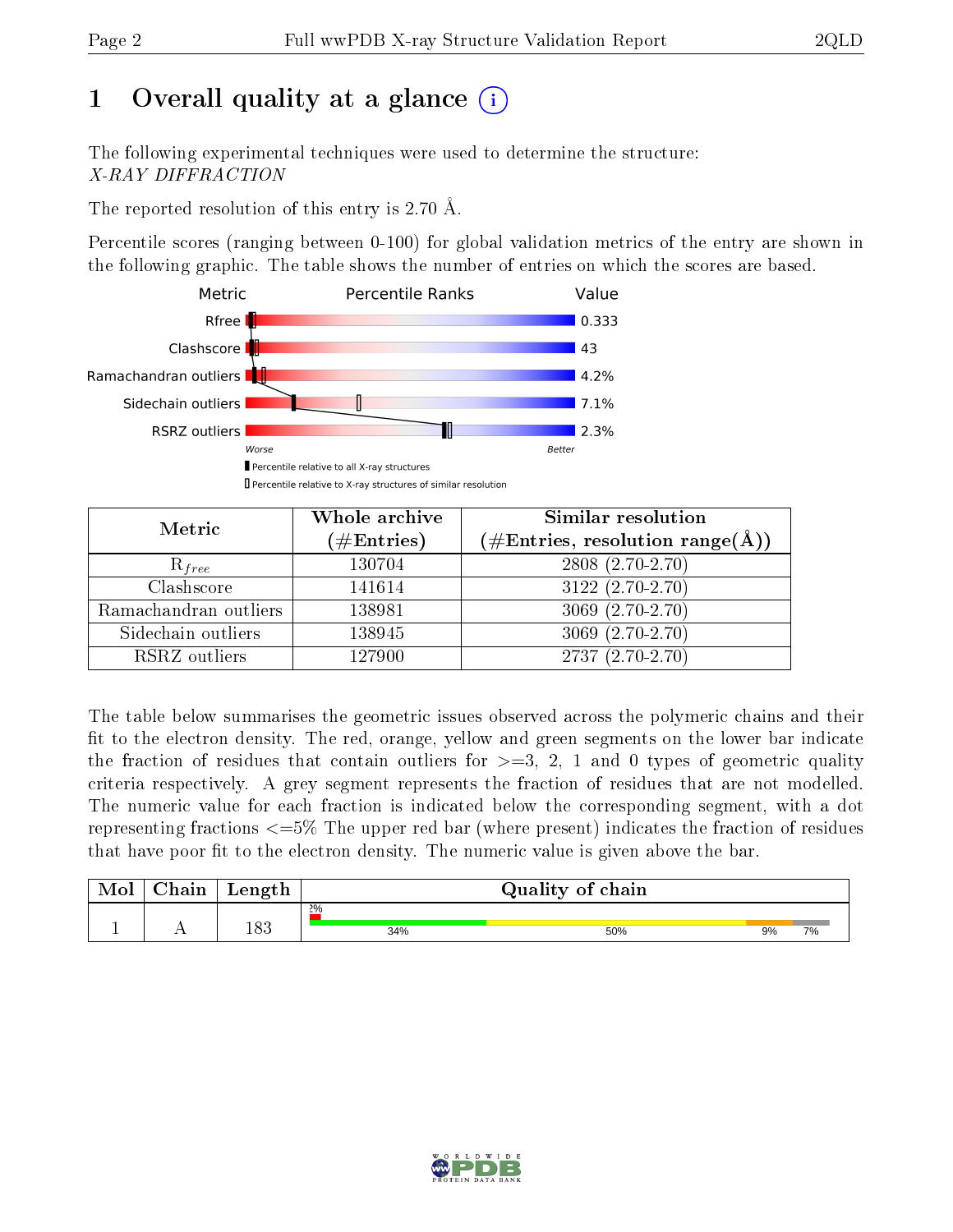# 1 Overall quality at a glance (i)

The following experimental techniques were used to determine the structure:
*X-RAY DIFFRACTION*

The reported resolution of this entry is 2.70 Å.

Percentile scores (ranging between 0-100) for global validation metrics of the entry are shown in the following graphic. The table shows the number of entries on which the scores are based.

| Metric | Value |
|---|---|
| Rfree | 0.333 |
| Clashscore | 43 |
| Ramachandran outliers | 4.2% |
| Sidechain outliers | 7.1% |
| RSRZ outliers | 2.3% |

Worse — Better

▮ Percentile relative to all X-ray structures
▯ Percentile relative to X-ray structures of similar resolution

| Metric | Whole archive (#Entries) | Similar resolution (#Entries, resolution range(Å)) |
|---|---|---|
| $R_{free}$ | 130704 | 2808 (2.70-2.70) |
| Clashscore | 141614 | 3122 (2.70-2.70) |
| Ramachandran outliers | 138981 | 3069 (2.70-2.70) |
| Sidechain outliers | 138945 | 3069 (2.70-2.70) |
| RSRZ outliers | 127900 | 2737 (2.70-2.70) |

The table below summarises the geometric issues observed across the polymeric chains and their fit to the electron density. The red, orange, yellow and green segments on the lower bar indicate the fraction of residues that contain outliers for >=3, 2, 1 and 0 types of geometric quality criteria respectively. A grey segment represents the fraction of residues that are not modelled. The numeric value for each fraction is indicated below the corresponding segment, with a dot representing fractions <=5% The upper red bar (where present) indicates the fraction of residues that have poor fit to the electron density. The numeric value is given above the bar.

| Mol | Chain | Length | Quality of chain |
|---|---|---|---|
| 1 | A | 183 | 2% (upper); 34%, 50%, 9%, 7% |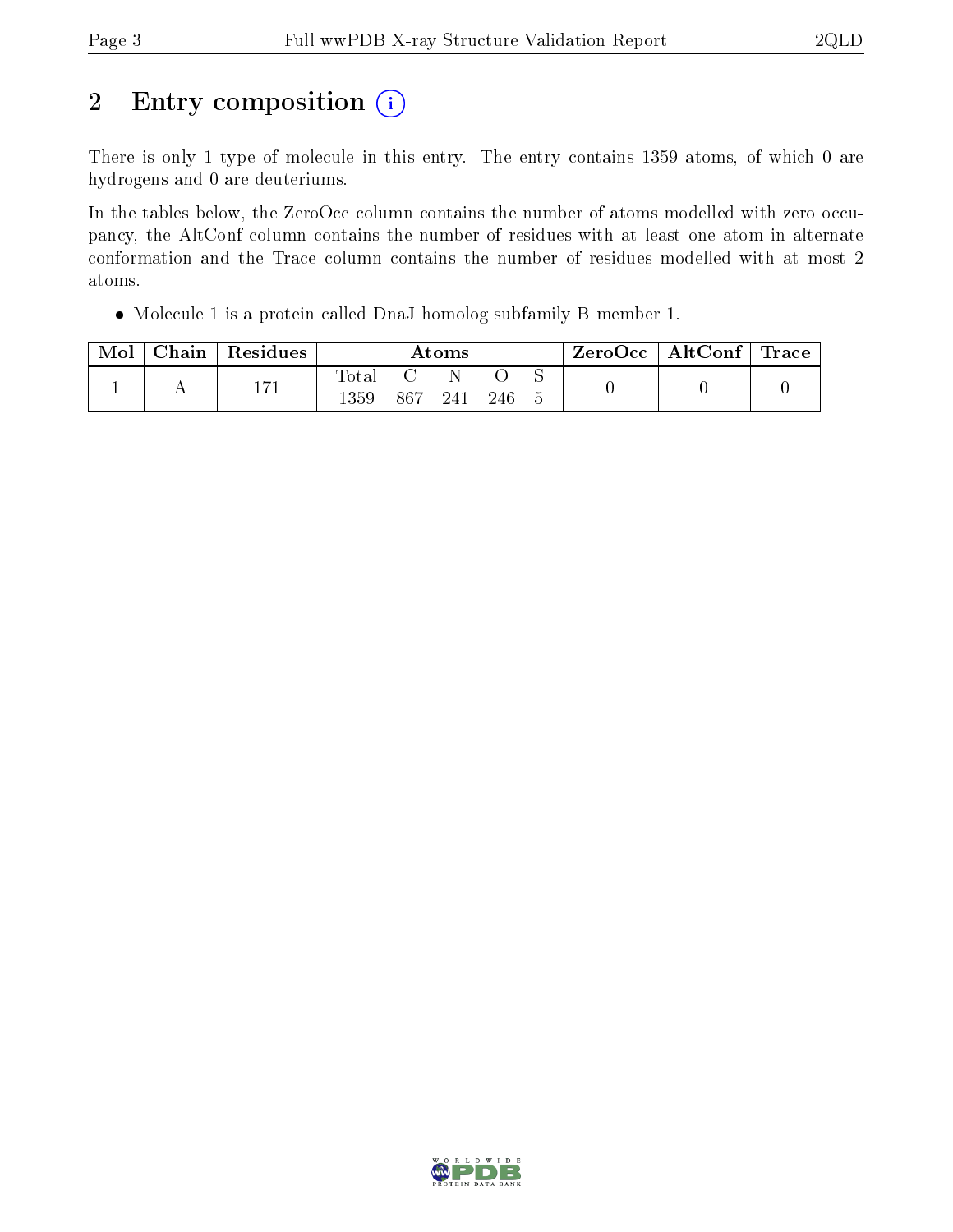## 2 Entry composition (i)

There is only 1 type of molecule in this entry. The entry contains 1359 atoms, of which 0 are hydrogens and 0 are deuteriums.

In the tables below, the ZeroOcc column contains the number of atoms modelled with zero occupancy, the AltConf column contains the number of residues with at least one atom in alternate conformation and the Trace column contains the number of residues modelled with at most 2 atoms.

- Molecule 1 is a protein called DnaJ homolog subfamily B member 1.

| Mol | Chain | Residues | Atoms | | | | | ZeroOcc | AltConf | Trace |
|---|---|---|---|---|---|---|---|---|---|---|
| | | | Total | C | N | O | S | | | |
| 1 | A | 171 | 1359 | 867 | 241 | 246 | 5 | 0 | 0 | 0 |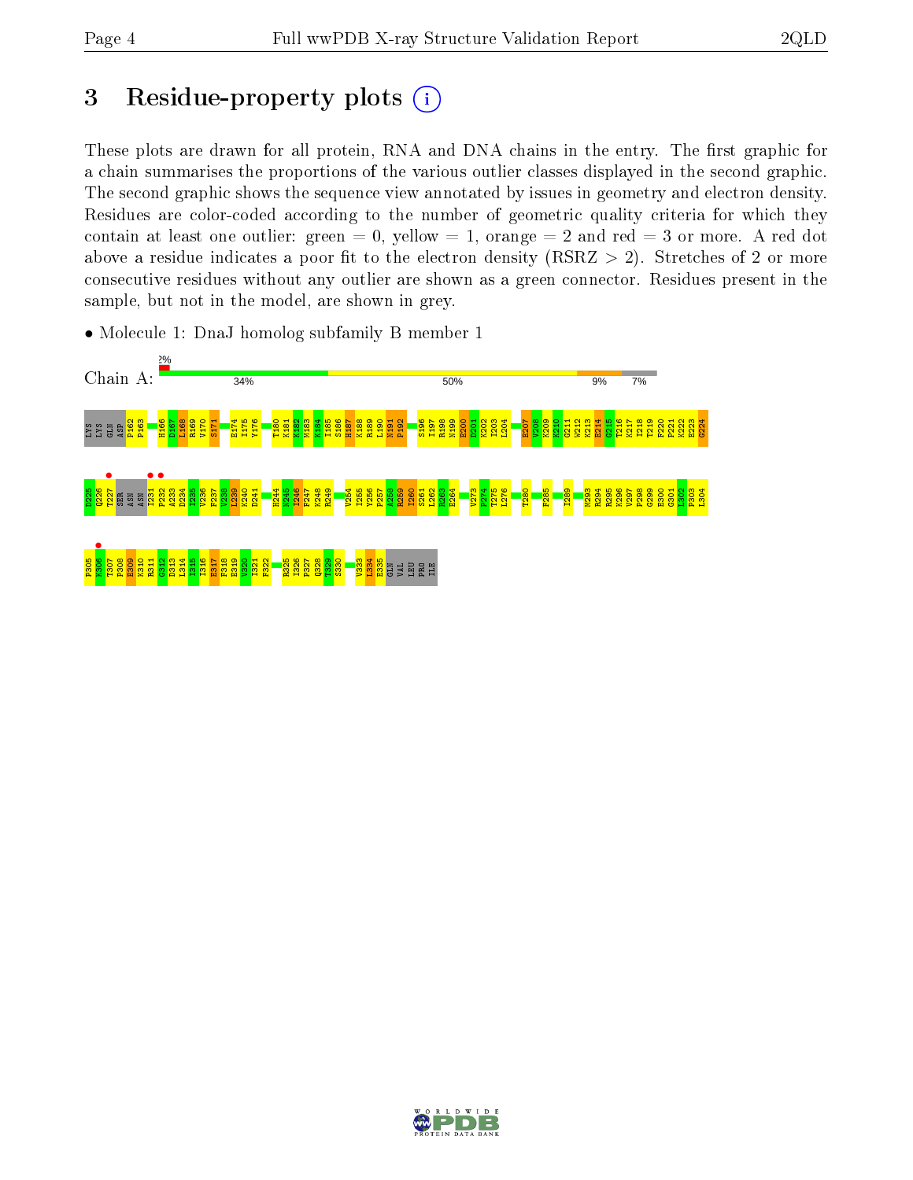# 3 Residue-property plots

These plots are drawn for all protein, RNA and DNA chains in the entry. The first graphic for a chain summarises the proportions of the various outlier classes displayed in the second graphic. The second graphic shows the sequence view annotated by issues in geometry and electron density. Residues are color-coded according to the number of geometric quality criteria for which they contain at least one outlier: green = 0, yellow = 1, orange = 2 and red = 3 or more. A red dot above a residue indicates a poor fit to the electron density (RSRZ > 2). Stretches of 2 or more consecutive residues without any outlier are shown as a green connector. Residues present in the sample, but not in the model, are shown in grey.

- Molecule 1: DnaJ homolog subfamily B member 1

Chain A: 2% | 34% | 50% | 9% | 7%

LYS LYS GLN ASP P162 P163 H166 D167 L168 R169 V170 S171 E174 I175 Y176 T180 K181 K182 M183 K184 I185 S186 H187 K188 R189 L190 N191 P192 S196 I197 R198 N199 E200 D201 K202 I203 L204 E207 V208 K209 K210 G211 W212 K213 E214 G215 T216 K217 I218 T219 F220 P221 K222 E223 G224

D225 Q226 T227 SER ASN ASN I231 F232 A233 D234 I235 V236 F237 V238 L239 K240 D241 H244 N245 I246 F247 K248 R249 V254 I255 Y256 P257 A258 R259 I260 S261 L262 K263 E264 V273 F274 T275 L276 T280 F285 I289 M293 R294 R295 K296 V297 P298 G299 E300 G301 L302 P303 L304

P305 K306 T307 P308 E309 K310 R311 G312 D313 L314 I315 I316 E317 F318 E319 V320 I321 F322 R325 I326 P327 Q328 T329 S330 V333 L334 E335 GLN VAL LEU PRO ILE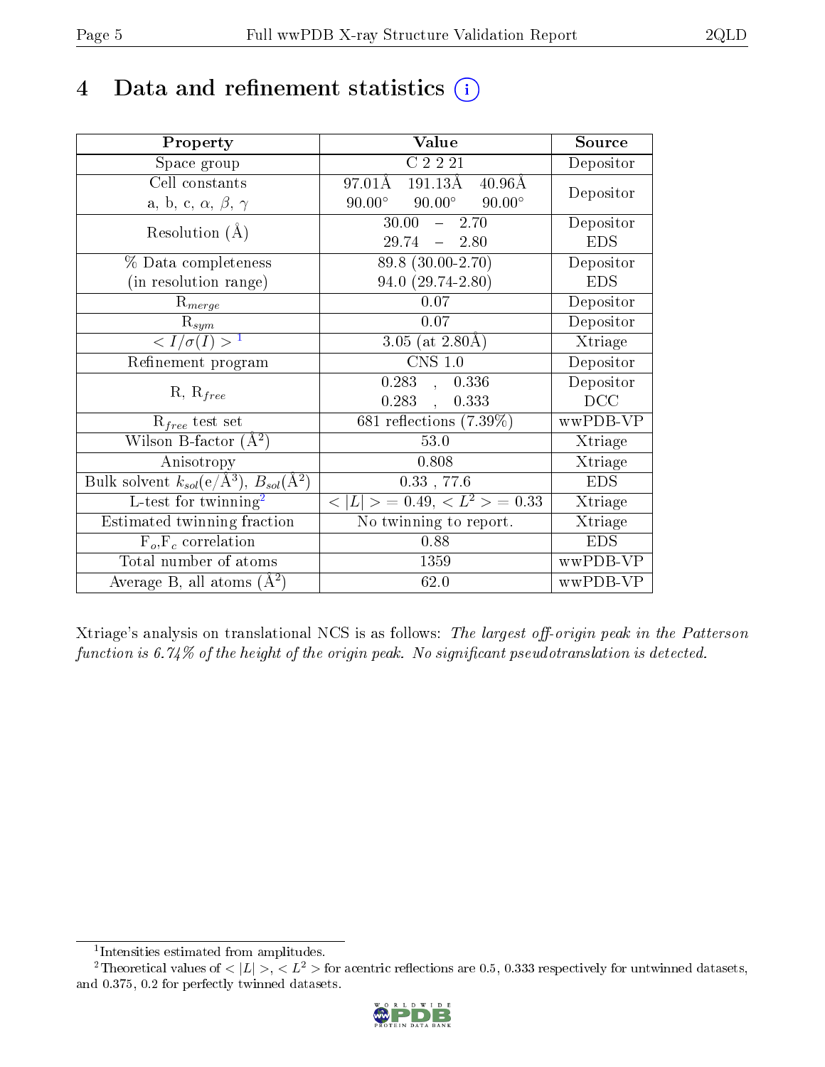# 4 Data and refinement statistics ⓘ

| Property | Value | Source |
|---|---|---|
| Space group | C 2 2 21 | Depositor |
| Cell constants<br>a, b, c, $\alpha$, $\beta$, $\gamma$ | 97.01Å 191.13Å 40.96Å<br>90.00° 90.00° 90.00° | Depositor |
| Resolution (Å) | 30.00 – 2.70<br>29.74 – 2.80 | Depositor<br>EDS |
| % Data completeness<br>(in resolution range) | 89.8 (30.00-2.70)<br>94.0 (29.74-2.80) | Depositor<br>EDS |
| $R_{merge}$ | 0.07 | Depositor |
| $R_{sym}$ | 0.07 | Depositor |
| $< I/\sigma(I) >$ [1] | 3.05 (at 2.80Å) | Xtriage |
| Refinement program | CNS 1.0 | Depositor |
| R, $R_{free}$ | 0.283 , 0.336<br>0.283 , 0.333 | Depositor<br>DCC |
| $R_{free}$ test set | 681 reflections (7.39%) | wwPDB-VP |
| Wilson B-factor (Å$^2$) | 53.0 | Xtriage |
| Anisotropy | 0.808 | Xtriage |
| Bulk solvent $k_{sol}$(e/Å$^3$), $B_{sol}$(Å$^2$) | 0.33 , 77.6 | EDS |
| L-test for twinning[2] | $< \|L\| > = 0.49$, $< L^2 > = 0.33$ | Xtriage |
| Estimated twinning fraction | No twinning to report. | Xtriage |
| $F_o$,$F_c$ correlation | 0.88 | EDS |
| Total number of atoms | 1359 | wwPDB-VP |
| Average B, all atoms (Å$^2$) | 62.0 | wwPDB-VP |

Xtriage's analysis on translational NCS is as follows: *The largest off-origin peak in the Patterson function is 6.74% of the height of the origin peak. No significant pseudotranslation is detected.*

[1] Intensities estimated from amplitudes.

[2] Theoretical values of $< |L| >$, $< L^2 >$ for acentric reflections are 0.5, 0.333 respectively for untwinned datasets, and 0.375, 0.2 for perfectly twinned datasets.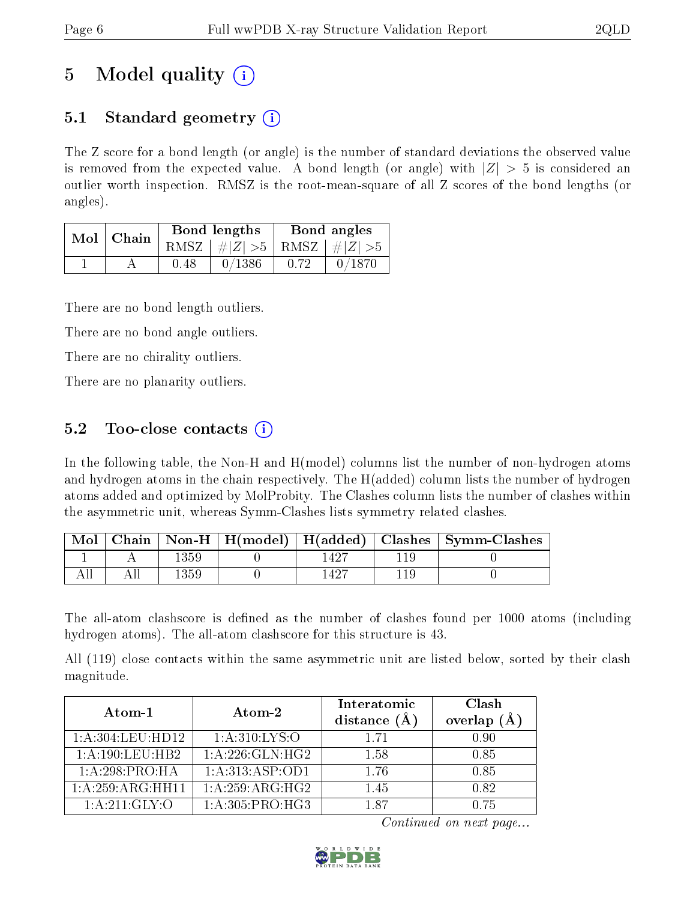# 5 Model quality (i)

## 5.1 Standard geometry (i)

The Z score for a bond length (or angle) is the number of standard deviations the observed value is removed from the expected value. A bond length (or angle) with $|Z| > 5$ is considered an outlier worth inspection. RMSZ is the root-mean-square of all Z scores of the bond lengths (or angles).

| Mol | Chain | Bond lengths | | Bond angles | |
|---|---|---|---|---|---|
| | | RMSZ | #\|Z\| >5 | RMSZ | #\|Z\| >5 |
| 1 | A | 0.48 | 0/1386 | 0.72 | 0/1870 |

There are no bond length outliers.

There are no bond angle outliers.

There are no chirality outliers.

There are no planarity outliers.

## 5.2 Too-close contacts (i)

In the following table, the Non-H and H(model) columns list the number of non-hydrogen atoms and hydrogen atoms in the chain respectively. The H(added) column lists the number of hydrogen atoms added and optimized by MolProbity. The Clashes column lists the number of clashes within the asymmetric unit, whereas Symm-Clashes lists symmetry related clashes.

| Mol | Chain | Non-H | H(model) | H(added) | Clashes | Symm-Clashes |
|---|---|---|---|---|---|---|
| 1 | A | 1359 | 0 | 1427 | 119 | 0 |
| All | All | 1359 | 0 | 1427 | 119 | 0 |

The all-atom clashscore is defined as the number of clashes found per 1000 atoms (including hydrogen atoms). The all-atom clashscore for this structure is 43.

All (119) close contacts within the same asymmetric unit are listed below, sorted by their clash magnitude.

| Atom-1 | Atom-2 | Interatomic distance (Å) | Clash overlap (Å) |
|---|---|---|---|
| 1:A:304:LEU:HD12 | 1:A:310:LYS:O | 1.71 | 0.90 |
| 1:A:190:LEU:HB2 | 1:A:226:GLN:HG2 | 1.58 | 0.85 |
| 1:A:298:PRO:HA | 1:A:313:ASP:OD1 | 1.76 | 0.85 |
| 1:A:259:ARG:HH11 | 1:A:259:ARG:HG2 | 1.45 | 0.82 |
| 1:A:211:GLY:O | 1:A:305:PRO:HG3 | 1.87 | 0.75 |

*Continued on next page...*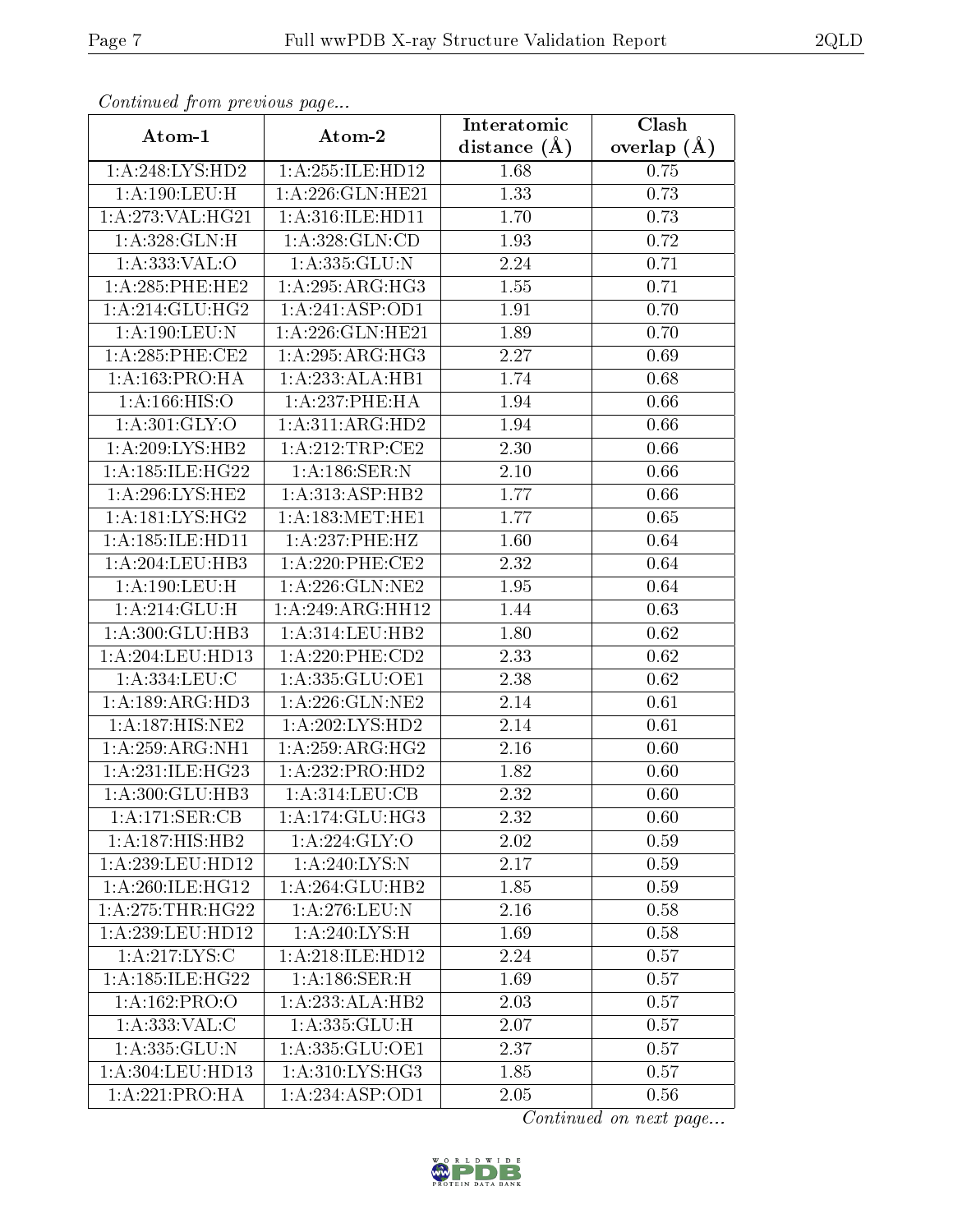*Continued from previous page...*

| Atom-1 | Atom-2 | Interatomic distance (Å) | Clash overlap (Å) |
|---|---|---|---|
| 1:A:248:LYS:HD2 | 1:A:255:ILE:HD12 | 1.68 | 0.75 |
| 1:A:190:LEU:H | 1:A:226:GLN:HE21 | 1.33 | 0.73 |
| 1:A:273:VAL:HG21 | 1:A:316:ILE:HD11 | 1.70 | 0.73 |
| 1:A:328:GLN:H | 1:A:328:GLN:CD | 1.93 | 0.72 |
| 1:A:333:VAL:O | 1:A:335:GLU:N | 2.24 | 0.71 |
| 1:A:285:PHE:HE2 | 1:A:295:ARG:HG3 | 1.55 | 0.71 |
| 1:A:214:GLU:HG2 | 1:A:241:ASP:OD1 | 1.91 | 0.70 |
| 1:A:190:LEU:N | 1:A:226:GLN:HE21 | 1.89 | 0.70 |
| 1:A:285:PHE:CE2 | 1:A:295:ARG:HG3 | 2.27 | 0.69 |
| 1:A:163:PRO:HA | 1:A:233:ALA:HB1 | 1.74 | 0.68 |
| 1:A:166:HIS:O | 1:A:237:PHE:HA | 1.94 | 0.66 |
| 1:A:301:GLY:O | 1:A:311:ARG:HD2 | 1.94 | 0.66 |
| 1:A:209:LYS:HB2 | 1:A:212:TRP:CE2 | 2.30 | 0.66 |
| 1:A:185:ILE:HG22 | 1:A:186:SER:N | 2.10 | 0.66 |
| 1:A:296:LYS:HE2 | 1:A:313:ASP:HB2 | 1.77 | 0.66 |
| 1:A:181:LYS:HG2 | 1:A:183:MET:HE1 | 1.77 | 0.65 |
| 1:A:185:ILE:HD11 | 1:A:237:PHE:HZ | 1.60 | 0.64 |
| 1:A:204:LEU:HB3 | 1:A:220:PHE:CE2 | 2.32 | 0.64 |
| 1:A:190:LEU:H | 1:A:226:GLN:NE2 | 1.95 | 0.64 |
| 1:A:214:GLU:H | 1:A:249:ARG:HH12 | 1.44 | 0.63 |
| 1:A:300:GLU:HB3 | 1:A:314:LEU:HB2 | 1.80 | 0.62 |
| 1:A:204:LEU:HD13 | 1:A:220:PHE:CD2 | 2.33 | 0.62 |
| 1:A:334:LEU:C | 1:A:335:GLU:OE1 | 2.38 | 0.62 |
| 1:A:189:ARG:HD3 | 1:A:226:GLN:NE2 | 2.14 | 0.61 |
| 1:A:187:HIS:NE2 | 1:A:202:LYS:HD2 | 2.14 | 0.61 |
| 1:A:259:ARG:NH1 | 1:A:259:ARG:HG2 | 2.16 | 0.60 |
| 1:A:231:ILE:HG23 | 1:A:232:PRO:HD2 | 1.82 | 0.60 |
| 1:A:300:GLU:HB3 | 1:A:314:LEU:CB | 2.32 | 0.60 |
| 1:A:171:SER:CB | 1:A:174:GLU:HG3 | 2.32 | 0.60 |
| 1:A:187:HIS:HB2 | 1:A:224:GLY:O | 2.02 | 0.59 |
| 1:A:239:LEU:HD12 | 1:A:240:LYS:N | 2.17 | 0.59 |
| 1:A:260:ILE:HG12 | 1:A:264:GLU:HB2 | 1.85 | 0.59 |
| 1:A:275:THR:HG22 | 1:A:276:LEU:N | 2.16 | 0.58 |
| 1:A:239:LEU:HD12 | 1:A:240:LYS:H | 1.69 | 0.58 |
| 1:A:217:LYS:C | 1:A:218:ILE:HD12 | 2.24 | 0.57 |
| 1:A:185:ILE:HG22 | 1:A:186:SER:H | 1.69 | 0.57 |
| 1:A:162:PRO:O | 1:A:233:ALA:HB2 | 2.03 | 0.57 |
| 1:A:333:VAL:C | 1:A:335:GLU:H | 2.07 | 0.57 |
| 1:A:335:GLU:N | 1:A:335:GLU:OE1 | 2.37 | 0.57 |
| 1:A:304:LEU:HD13 | 1:A:310:LYS:HG3 | 1.85 | 0.57 |
| 1:A:221:PRO:HA | 1:A:234:ASP:OD1 | 2.05 | 0.56 |

*Continued on next page...*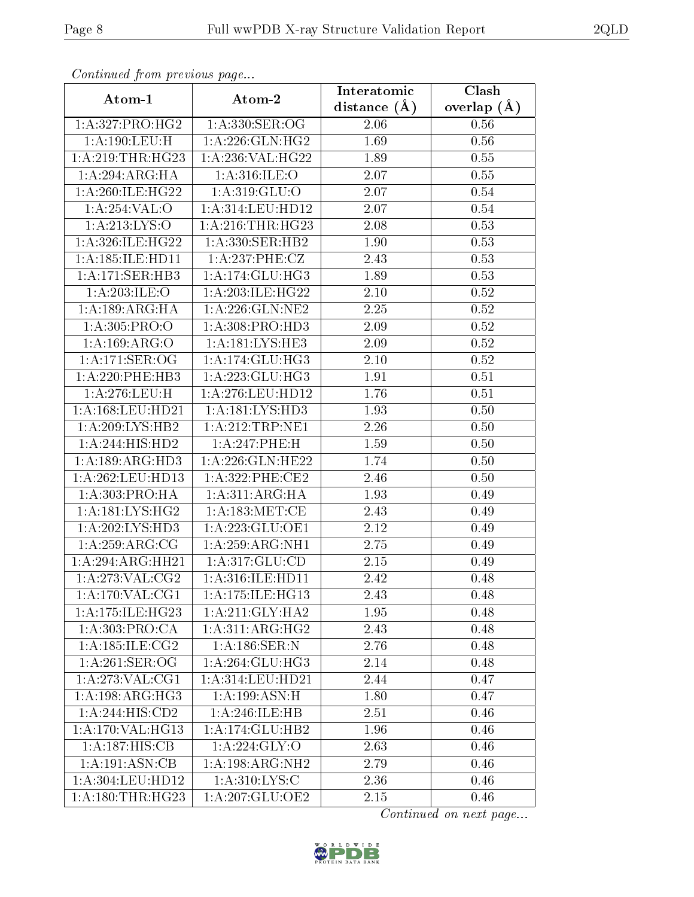*Continued from previous page...*

| Atom-1 | Atom-2 | Interatomic distance (Å) | Clash overlap (Å) |
| --- | --- | --- | --- |
| 1:A:327:PRO:HG2 | 1:A:330:SER:OG | 2.06 | 0.56 |
| 1:A:190:LEU:H | 1:A:226:GLN:HG2 | 1.69 | 0.56 |
| 1:A:219:THR:HG23 | 1:A:236:VAL:HG22 | 1.89 | 0.55 |
| 1:A:294:ARG:HA | 1:A:316:ILE:O | 2.07 | 0.55 |
| 1:A:260:ILE:HG22 | 1:A:319:GLU:O | 2.07 | 0.54 |
| 1:A:254:VAL:O | 1:A:314:LEU:HD12 | 2.07 | 0.54 |
| 1:A:213:LYS:O | 1:A:216:THR:HG23 | 2.08 | 0.53 |
| 1:A:326:ILE:HG22 | 1:A:330:SER:HB2 | 1.90 | 0.53 |
| 1:A:185:ILE:HD11 | 1:A:237:PHE:CZ | 2.43 | 0.53 |
| 1:A:171:SER:HB3 | 1:A:174:GLU:HG3 | 1.89 | 0.53 |
| 1:A:203:ILE:O | 1:A:203:ILE:HG22 | 2.10 | 0.52 |
| 1:A:189:ARG:HA | 1:A:226:GLN:NE2 | 2.25 | 0.52 |
| 1:A:305:PRO:O | 1:A:308:PRO:HD3 | 2.09 | 0.52 |
| 1:A:169:ARG:O | 1:A:181:LYS:HE3 | 2.09 | 0.52 |
| 1:A:171:SER:OG | 1:A:174:GLU:HG3 | 2.10 | 0.52 |
| 1:A:220:PHE:HB3 | 1:A:223:GLU:HG3 | 1.91 | 0.51 |
| 1:A:276:LEU:H | 1:A:276:LEU:HD12 | 1.76 | 0.51 |
| 1:A:168:LEU:HD21 | 1:A:181:LYS:HD3 | 1.93 | 0.50 |
| 1:A:209:LYS:HB2 | 1:A:212:TRP:NE1 | 2.26 | 0.50 |
| 1:A:244:HIS:HD2 | 1:A:247:PHE:H | 1.59 | 0.50 |
| 1:A:189:ARG:HD3 | 1:A:226:GLN:HE22 | 1.74 | 0.50 |
| 1:A:262:LEU:HD13 | 1:A:322:PHE:CE2 | 2.46 | 0.50 |
| 1:A:303:PRO:HA | 1:A:311:ARG:HA | 1.93 | 0.49 |
| 1:A:181:LYS:HG2 | 1:A:183:MET:CE | 2.43 | 0.49 |
| 1:A:202:LYS:HD3 | 1:A:223:GLU:OE1 | 2.12 | 0.49 |
| 1:A:259:ARG:CG | 1:A:259:ARG:NH1 | 2.75 | 0.49 |
| 1:A:294:ARG:HH21 | 1:A:317:GLU:CD | 2.15 | 0.49 |
| 1:A:273:VAL:CG2 | 1:A:316:ILE:HD11 | 2.42 | 0.48 |
| 1:A:170:VAL:CG1 | 1:A:175:ILE:HG13 | 2.43 | 0.48 |
| 1:A:175:ILE:HG23 | 1:A:211:GLY:HA2 | 1.95 | 0.48 |
| 1:A:303:PRO:CA | 1:A:311:ARG:HG2 | 2.43 | 0.48 |
| 1:A:185:ILE:CG2 | 1:A:186:SER:N | 2.76 | 0.48 |
| 1:A:261:SER:OG | 1:A:264:GLU:HG3 | 2.14 | 0.48 |
| 1:A:273:VAL:CG1 | 1:A:314:LEU:HD21 | 2.44 | 0.47 |
| 1:A:198:ARG:HG3 | 1:A:199:ASN:H | 1.80 | 0.47 |
| 1:A:244:HIS:CD2 | 1:A:246:ILE:HB | 2.51 | 0.46 |
| 1:A:170:VAL:HG13 | 1:A:174:GLU:HB2 | 1.96 | 0.46 |
| 1:A:187:HIS:CB | 1:A:224:GLY:O | 2.63 | 0.46 |
| 1:A:191:ASN:CB | 1:A:198:ARG:NH2 | 2.79 | 0.46 |
| 1:A:304:LEU:HD12 | 1:A:310:LYS:C | 2.36 | 0.46 |
| 1:A:180:THR:HG23 | 1:A:207:GLU:OE2 | 2.15 | 0.46 |

*Continued on next page...*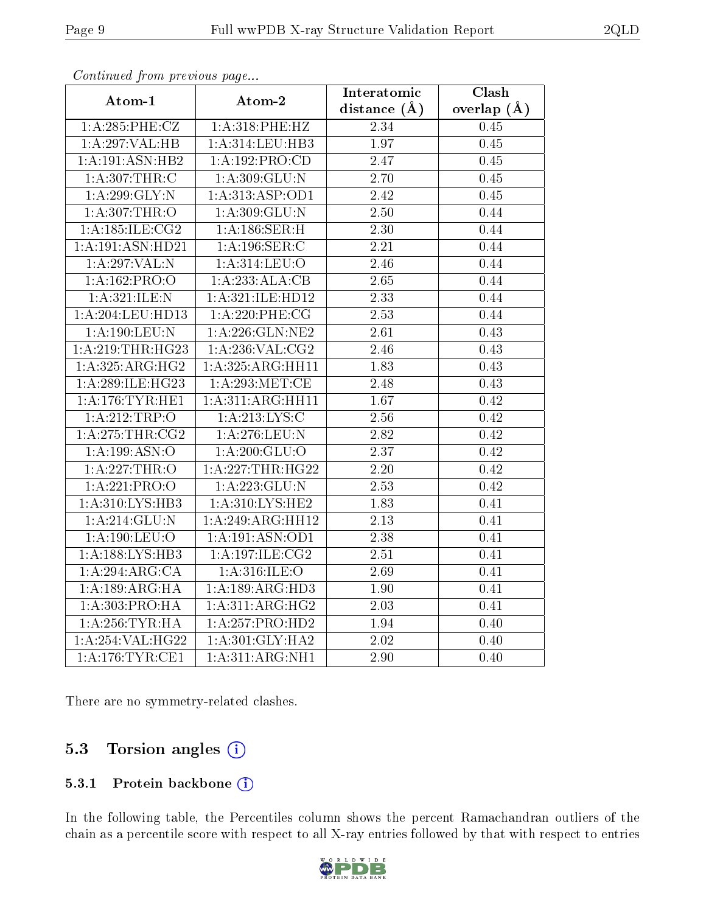*Continued from previous page...*

| Atom-1 | Atom-2 | Interatomic distance (Å) | Clash overlap (Å) |
|---|---|---|---|
| 1:A:285:PHE:CZ | 1:A:318:PHE:HZ | 2.34 | 0.45 |
| 1:A:297:VAL:HB | 1:A:314:LEU:HB3 | 1.97 | 0.45 |
| 1:A:191:ASN:HB2 | 1:A:192:PRO:CD | 2.47 | 0.45 |
| 1:A:307:THR:C | 1:A:309:GLU:N | 2.70 | 0.45 |
| 1:A:299:GLY:N | 1:A:313:ASP:OD1 | 2.42 | 0.45 |
| 1:A:307:THR:O | 1:A:309:GLU:N | 2.50 | 0.44 |
| 1:A:185:ILE:CG2 | 1:A:186:SER:H | 2.30 | 0.44 |
| 1:A:191:ASN:HD21 | 1:A:196:SER:C | 2.21 | 0.44 |
| 1:A:297:VAL:N | 1:A:314:LEU:O | 2.46 | 0.44 |
| 1:A:162:PRO:O | 1:A:233:ALA:CB | 2.65 | 0.44 |
| 1:A:321:ILE:N | 1:A:321:ILE:HD12 | 2.33 | 0.44 |
| 1:A:204:LEU:HD13 | 1:A:220:PHE:CG | 2.53 | 0.44 |
| 1:A:190:LEU:N | 1:A:226:GLN:NE2 | 2.61 | 0.43 |
| 1:A:219:THR:HG23 | 1:A:236:VAL:CG2 | 2.46 | 0.43 |
| 1:A:325:ARG:HG2 | 1:A:325:ARG:HH11 | 1.83 | 0.43 |
| 1:A:289:ILE:HG23 | 1:A:293:MET:CE | 2.48 | 0.43 |
| 1:A:176:TYR:HE1 | 1:A:311:ARG:HH11 | 1.67 | 0.42 |
| 1:A:212:TRP:O | 1:A:213:LYS:C | 2.56 | 0.42 |
| 1:A:275:THR:CG2 | 1:A:276:LEU:N | 2.82 | 0.42 |
| 1:A:199:ASN:O | 1:A:200:GLU:O | 2.37 | 0.42 |
| 1:A:227:THR:O | 1:A:227:THR:HG22 | 2.20 | 0.42 |
| 1:A:221:PRO:O | 1:A:223:GLU:N | 2.53 | 0.42 |
| 1:A:310:LYS:HB3 | 1:A:310:LYS:HE2 | 1.83 | 0.41 |
| 1:A:214:GLU:N | 1:A:249:ARG:HH12 | 2.13 | 0.41 |
| 1:A:190:LEU:O | 1:A:191:ASN:OD1 | 2.38 | 0.41 |
| 1:A:188:LYS:HB3 | 1:A:197:ILE:CG2 | 2.51 | 0.41 |
| 1:A:294:ARG:CA | 1:A:316:ILE:O | 2.69 | 0.41 |
| 1:A:189:ARG:HA | 1:A:189:ARG:HD3 | 1.90 | 0.41 |
| 1:A:303:PRO:HA | 1:A:311:ARG:HG2 | 2.03 | 0.41 |
| 1:A:256:TYR:HA | 1:A:257:PRO:HD2 | 1.94 | 0.40 |
| 1:A:254:VAL:HG22 | 1:A:301:GLY:HA2 | 2.02 | 0.40 |
| 1:A:176:TYR:CE1 | 1:A:311:ARG:NH1 | 2.90 | 0.40 |

There are no symmetry-related clashes.

## 5.3 Torsion angles

### 5.3.1 Protein backbone

In the following table, the Percentiles column shows the percent Ramachandran outliers of the chain as a percentile score with respect to all X-ray entries followed by that with respect to entries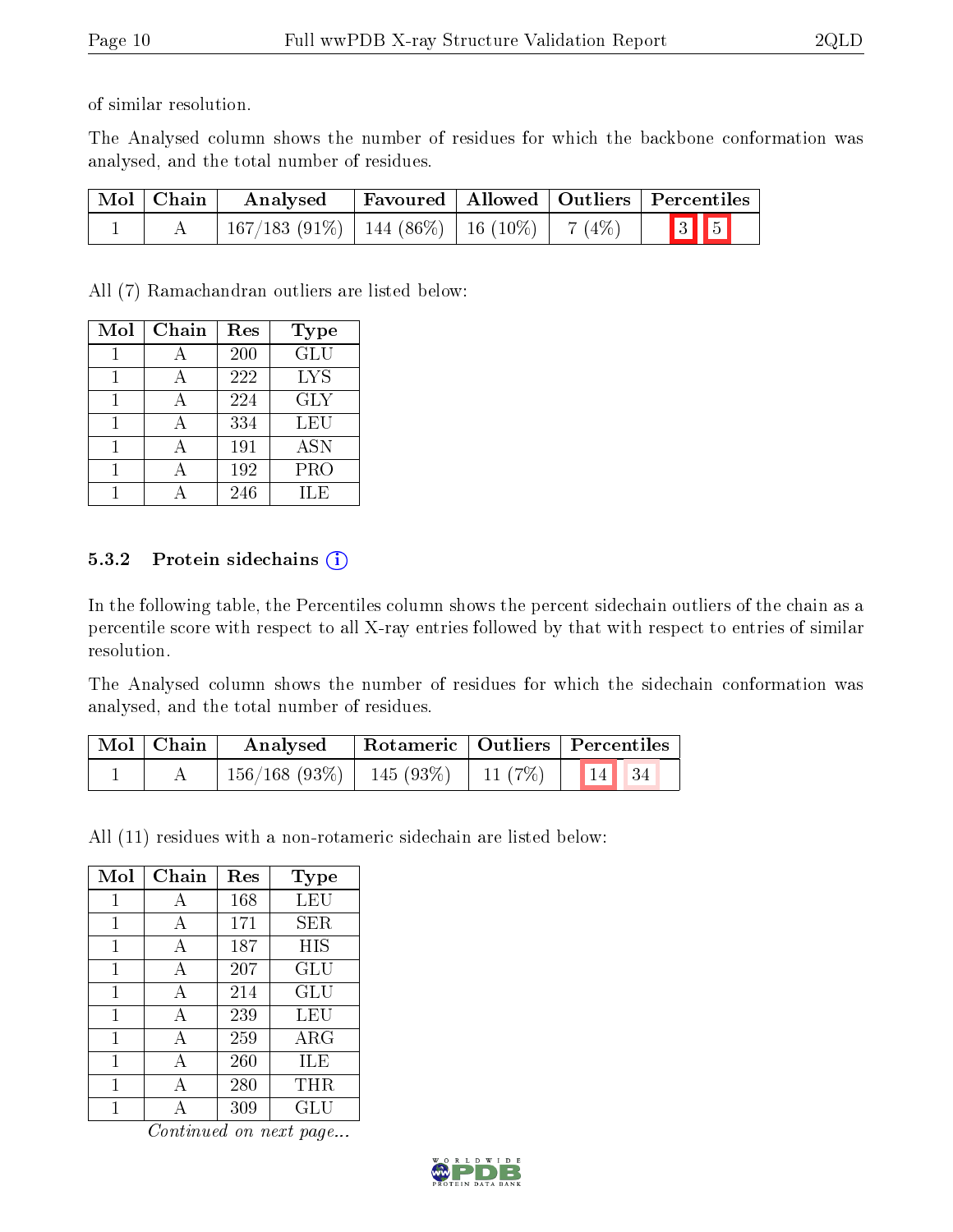of similar resolution.

The Analysed column shows the number of residues for which the backbone conformation was analysed, and the total number of residues.

| Mol | Chain | Analysed | Favoured | Allowed | Outliers | Percentiles | |
|---|---|---|---|---|---|---|---|
| 1 | A | 167/183 (91%) | 144 (86%) | 16 (10%) | 7 (4%) | 3 | 5 |

All (7) Ramachandran outliers are listed below:

| Mol | Chain | Res | Type |
|---|---|---|---|
| 1 | A | 200 | GLU |
| 1 | A | 222 | LYS |
| 1 | A | 224 | GLY |
| 1 | A | 334 | LEU |
| 1 | A | 191 | ASN |
| 1 | A | 192 | PRO |
| 1 | A | 246 | ILE |

### 5.3.2 Protein sidechains

In the following table, the Percentiles column shows the percent sidechain outliers of the chain as a percentile score with respect to all X-ray entries followed by that with respect to entries of similar resolution.

The Analysed column shows the number of residues for which the sidechain conformation was analysed, and the total number of residues.

| Mol | Chain | Analysed | Rotameric | Outliers | Percentiles | |
|---|---|---|---|---|---|---|
| 1 | A | 156/168 (93%) | 145 (93%) | 11 (7%) | 14 | 34 |

All (11) residues with a non-rotameric sidechain are listed below:

| Mol | Chain | Res | Type |
|---|---|---|---|
| 1 | A | 168 | LEU |
| 1 | A | 171 | SER |
| 1 | A | 187 | HIS |
| 1 | A | 207 | GLU |
| 1 | A | 214 | GLU |
| 1 | A | 239 | LEU |
| 1 | A | 259 | ARG |
| 1 | A | 260 | ILE |
| 1 | A | 280 | THR |
| 1 | A | 309 | GLU |

*Continued on next page...*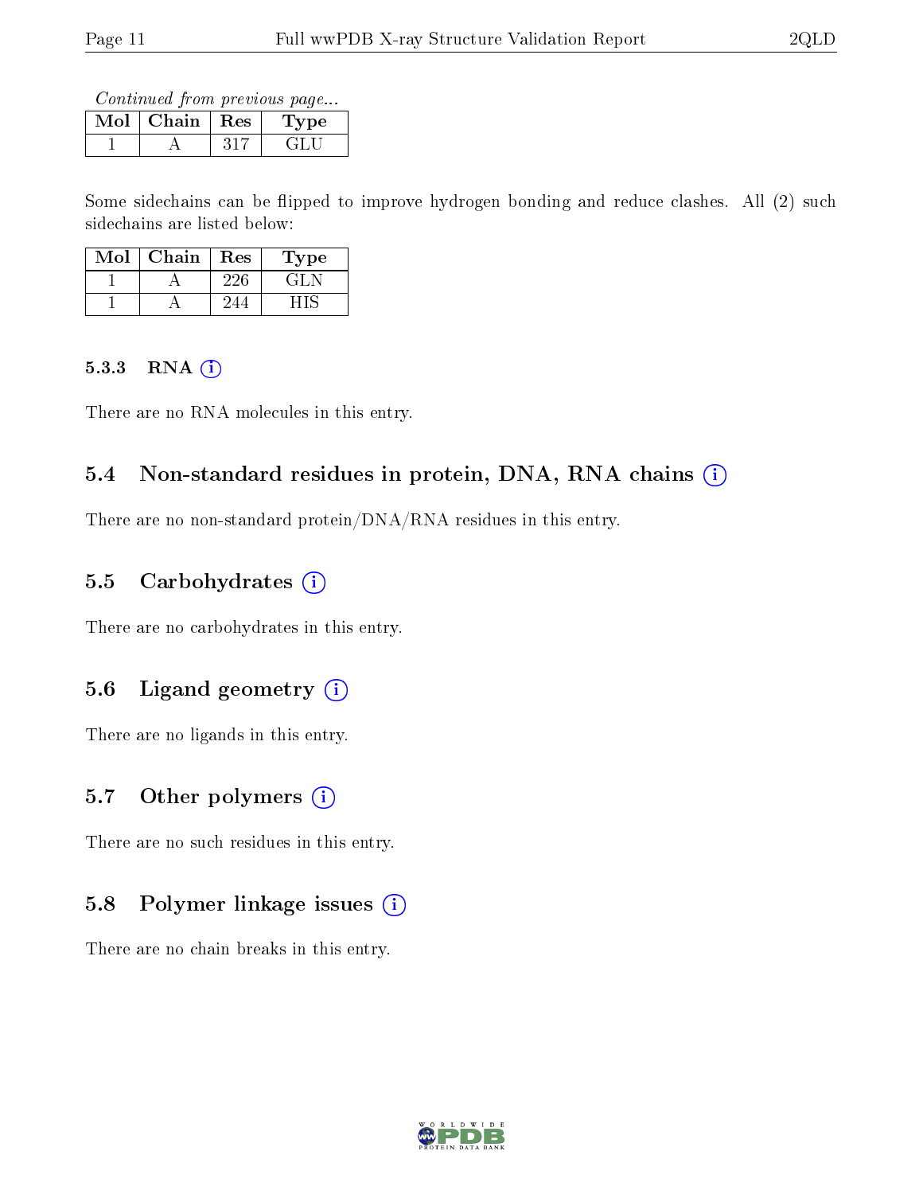*Continued from previous page...*

| Mol | Chain | Res | Type |
|---|---|---|---|
| 1 | A | 317 | GLU |

Some sidechains can be flipped to improve hydrogen bonding and reduce clashes. All (2) such sidechains are listed below:

| Mol | Chain | Res | Type |
|---|---|---|---|
| 1 | A | 226 | GLN |
| 1 | A | 244 | HIS |

#### 5.3.3 RNA (i)

There are no RNA molecules in this entry.

### 5.4 Non-standard residues in protein, DNA, RNA chains (i)

There are no non-standard protein/DNA/RNA residues in this entry.

### 5.5 Carbohydrates (i)

There are no carbohydrates in this entry.

### 5.6 Ligand geometry (i)

There are no ligands in this entry.

### 5.7 Other polymers (i)

There are no such residues in this entry.

### 5.8 Polymer linkage issues (i)

There are no chain breaks in this entry.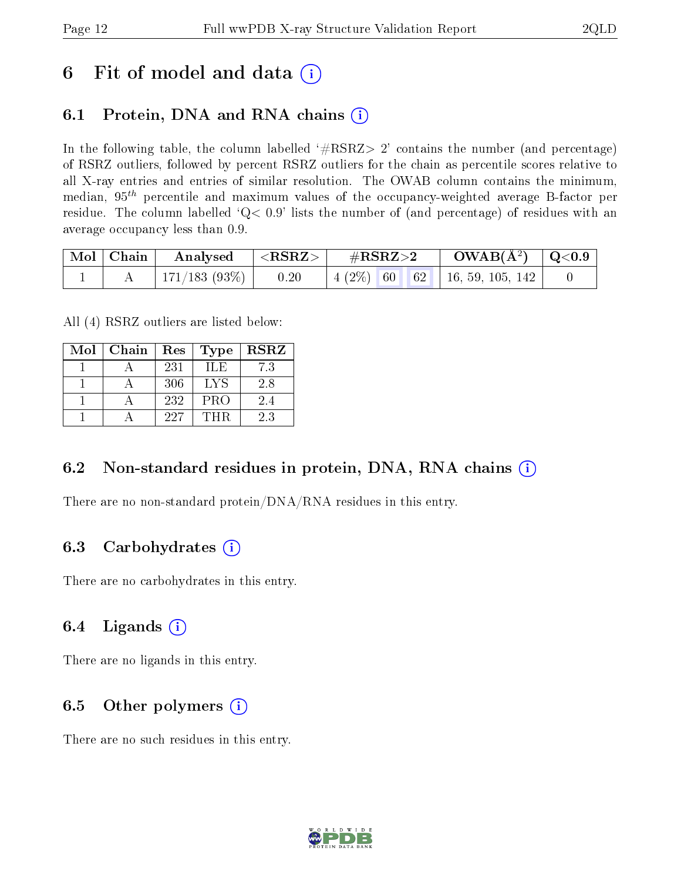# 6 Fit of model and data (i)

## 6.1 Protein, DNA and RNA chains (i)

In the following table, the column labelled '#RSRZ> 2' contains the number (and percentage) of RSRZ outliers, followed by percent RSRZ outliers for the chain as percentile scores relative to all X-ray entries and entries of similar resolution. The OWAB column contains the minimum, median, $95^{th}$ percentile and maximum values of the occupancy-weighted average B-factor per residue. The column labelled 'Q< 0.9' lists the number of (and percentage) of residues with an average occupancy less than 0.9.

| Mol | Chain | Analysed | <RSRZ> | #RSRZ>2 | | | OWAB(Å$^2$) | Q<0.9 |
|---|---|---|---|---|---|---|---|---|
| 1 | A | 171/183 (93%) | 0.20 | 4 (2%) | 60 | 62 | 16, 59, 105, 142 | 0 |

All (4) RSRZ outliers are listed below:

| Mol | Chain | Res | Type | RSRZ |
|---|---|---|---|---|
| 1 | A | 231 | ILE | 7.3 |
| 1 | A | 306 | LYS | 2.8 |
| 1 | A | 232 | PRO | 2.4 |
| 1 | A | 227 | THR | 2.3 |

## 6.2 Non-standard residues in protein, DNA, RNA chains (i)

There are no non-standard protein/DNA/RNA residues in this entry.

## 6.3 Carbohydrates (i)

There are no carbohydrates in this entry.

## 6.4 Ligands (i)

There are no ligands in this entry.

## 6.5 Other polymers (i)

There are no such residues in this entry.